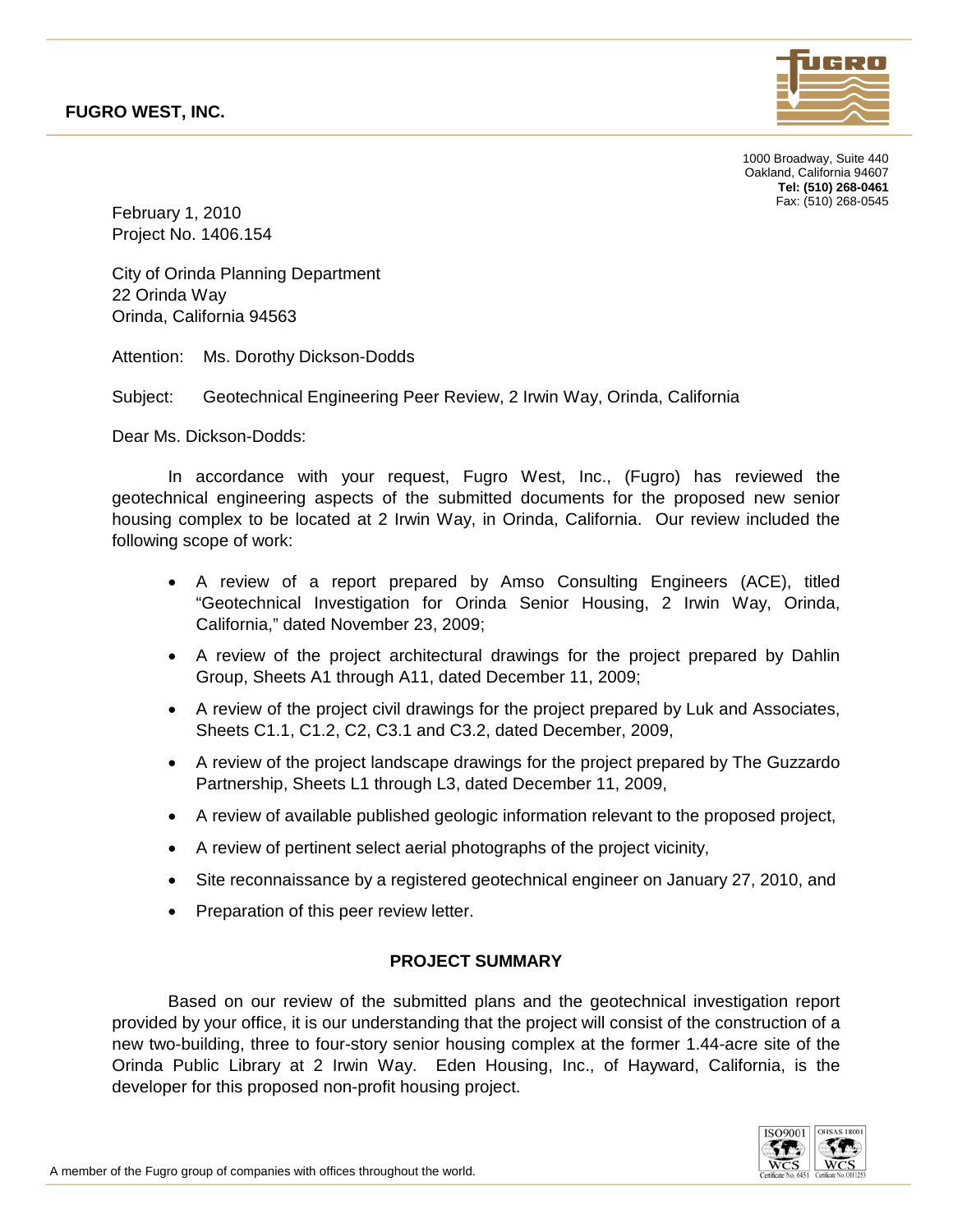**FUGRO WEST, INC.**

1000 Broadway, Suite 440
Oakland, California 94607
**Tel: (510) 268-0461**
Fax: (510) 268-0545

February 1, 2010
Project No. 1406.154

City of Orinda Planning Department
22 Orinda Way
Orinda, California 94563

Attention: Ms. Dorothy Dickson-Dodds

Subject: Geotechnical Engineering Peer Review, 2 Irwin Way, Orinda, California

Dear Ms. Dickson-Dodds:

In accordance with your request, Fugro West, Inc., (Fugro) has reviewed the geotechnical engineering aspects of the submitted documents for the proposed new senior housing complex to be located at 2 Irwin Way, in Orinda, California. Our review included the following scope of work:

- A review of a report prepared by Amso Consulting Engineers (ACE), titled "Geotechnical Investigation for Orinda Senior Housing, 2 Irwin Way, Orinda, California," dated November 23, 2009;
- A review of the project architectural drawings for the project prepared by Dahlin Group, Sheets A1 through A11, dated December 11, 2009;
- A review of the project civil drawings for the project prepared by Luk and Associates, Sheets C1.1, C1.2, C2, C3.1 and C3.2, dated December, 2009,
- A review of the project landscape drawings for the project prepared by The Guzzardo Partnership, Sheets L1 through L3, dated December 11, 2009,
- A review of available published geologic information relevant to the proposed project,
- A review of pertinent select aerial photographs of the project vicinity,
- Site reconnaissance by a registered geotechnical engineer on January 27, 2010, and
- Preparation of this peer review letter.

## PROJECT SUMMARY

Based on our review of the submitted plans and the geotechnical investigation report provided by your office, it is our understanding that the project will consist of the construction of a new two-building, three to four-story senior housing complex at the former 1.44-acre site of the Orinda Public Library at 2 Irwin Way. Eden Housing, Inc., of Hayward, California, is the developer for this proposed non-profit housing project.

A member of the Fugro group of companies with offices throughout the world.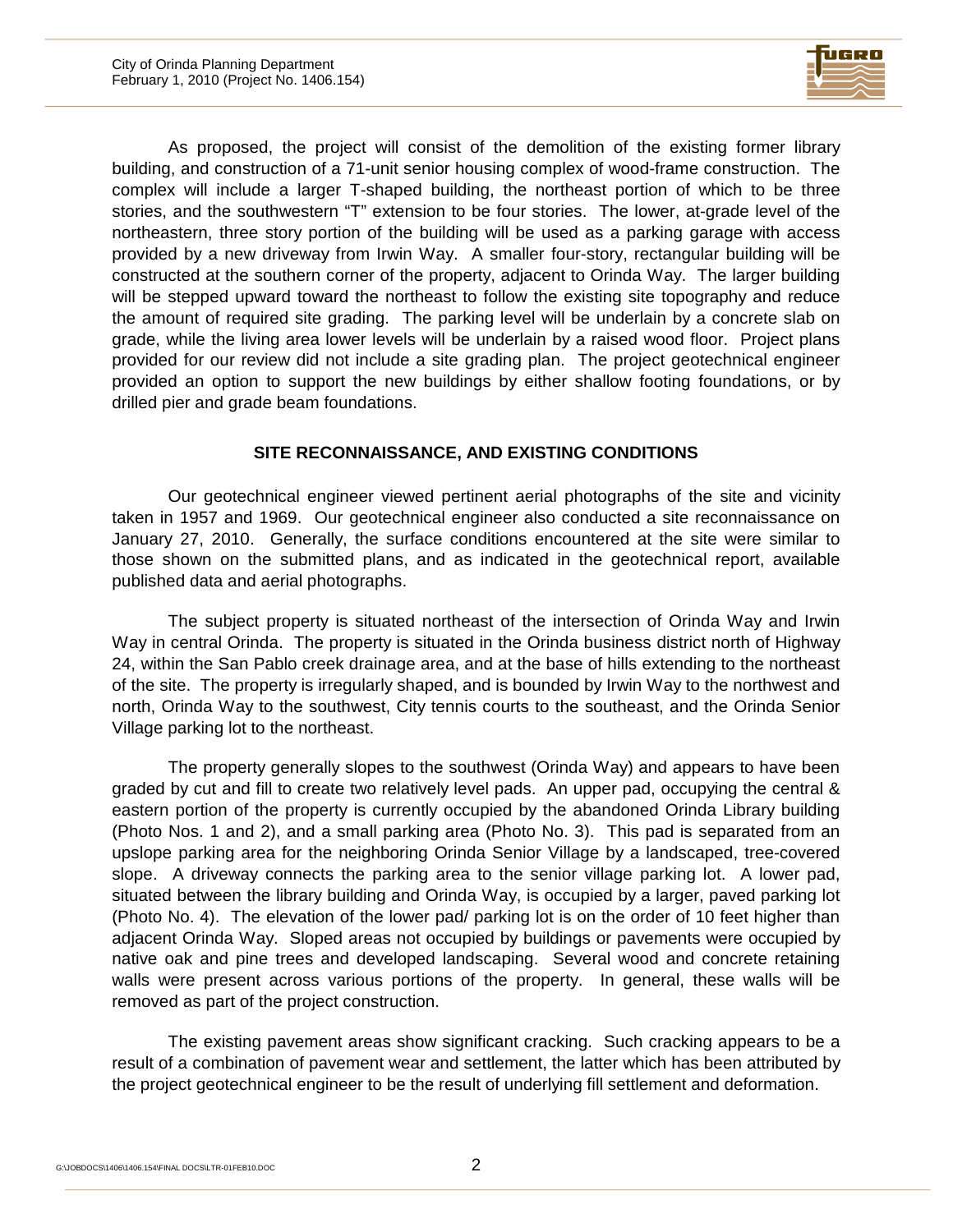As proposed, the project will consist of the demolition of the existing former library building, and construction of a 71-unit senior housing complex of wood-frame construction. The complex will include a larger T-shaped building, the northeast portion of which to be three stories, and the southwestern "T" extension to be four stories. The lower, at-grade level of the northeastern, three story portion of the building will be used as a parking garage with access provided by a new driveway from Irwin Way. A smaller four-story, rectangular building will be constructed at the southern corner of the property, adjacent to Orinda Way. The larger building will be stepped upward toward the northeast to follow the existing site topography and reduce the amount of required site grading. The parking level will be underlain by a concrete slab on grade, while the living area lower levels will be underlain by a raised wood floor. Project plans provided for our review did not include a site grading plan. The project geotechnical engineer provided an option to support the new buildings by either shallow footing foundations, or by drilled pier and grade beam foundations.

## SITE RECONNAISSANCE, AND EXISTING CONDITIONS

Our geotechnical engineer viewed pertinent aerial photographs of the site and vicinity taken in 1957 and 1969. Our geotechnical engineer also conducted a site reconnaissance on January 27, 2010. Generally, the surface conditions encountered at the site were similar to those shown on the submitted plans, and as indicated in the geotechnical report, available published data and aerial photographs.

The subject property is situated northeast of the intersection of Orinda Way and Irwin Way in central Orinda. The property is situated in the Orinda business district north of Highway 24, within the San Pablo creek drainage area, and at the base of hills extending to the northeast of the site. The property is irregularly shaped, and is bounded by Irwin Way to the northwest and north, Orinda Way to the southwest, City tennis courts to the southeast, and the Orinda Senior Village parking lot to the northeast.

The property generally slopes to the southwest (Orinda Way) and appears to have been graded by cut and fill to create two relatively level pads. An upper pad, occupying the central & eastern portion of the property is currently occupied by the abandoned Orinda Library building (Photo Nos. 1 and 2), and a small parking area (Photo No. 3). This pad is separated from an upslope parking area for the neighboring Orinda Senior Village by a landscaped, tree-covered slope. A driveway connects the parking area to the senior village parking lot. A lower pad, situated between the library building and Orinda Way, is occupied by a larger, paved parking lot (Photo No. 4). The elevation of the lower pad/ parking lot is on the order of 10 feet higher than adjacent Orinda Way. Sloped areas not occupied by buildings or pavements were occupied by native oak and pine trees and developed landscaping. Several wood and concrete retaining walls were present across various portions of the property. In general, these walls will be removed as part of the project construction.

The existing pavement areas show significant cracking. Such cracking appears to be a result of a combination of pavement wear and settlement, the latter which has been attributed by the project geotechnical engineer to be the result of underlying fill settlement and deformation.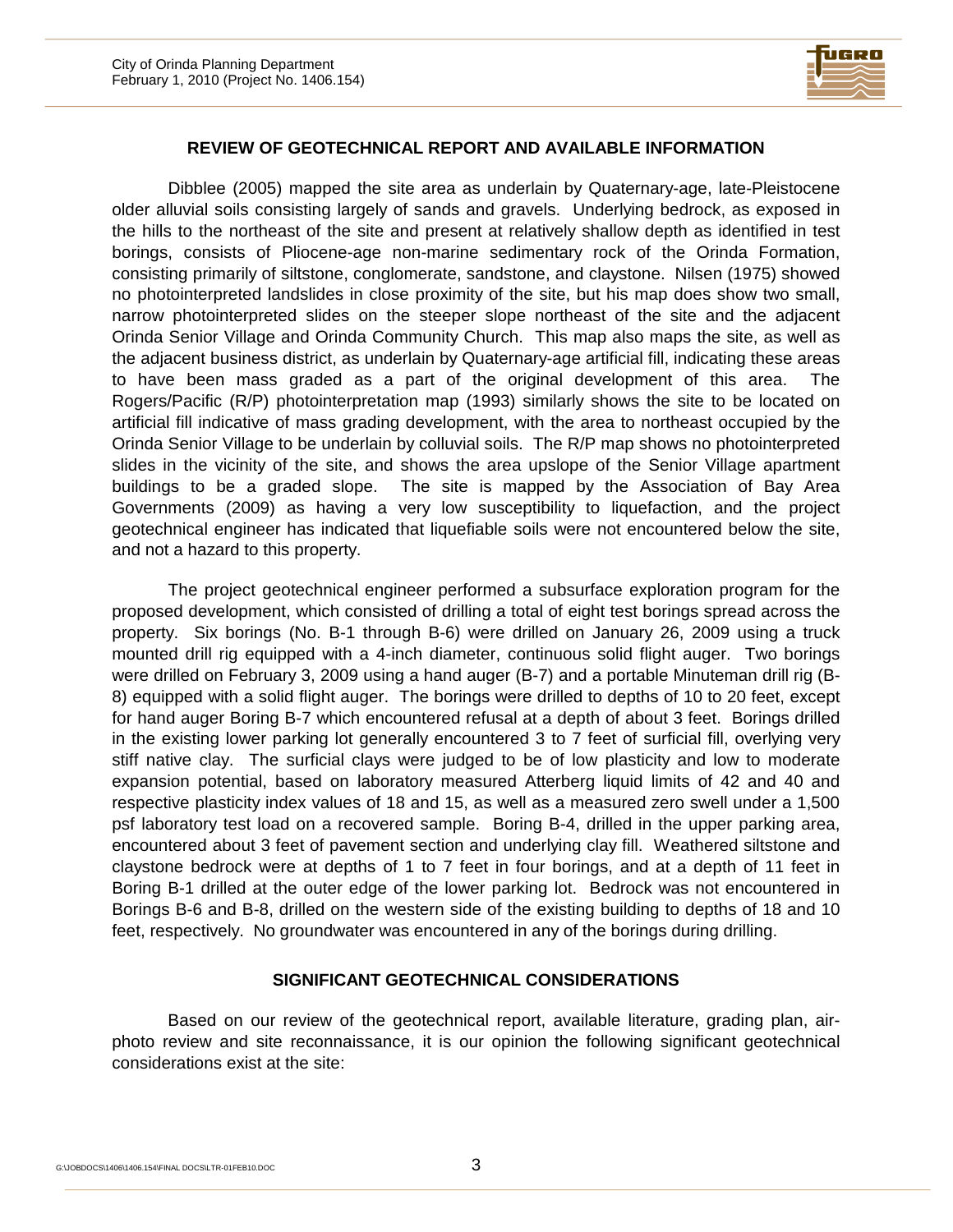## REVIEW OF GEOTECHNICAL REPORT AND AVAILABLE INFORMATION

Dibblee (2005) mapped the site area as underlain by Quaternary-age, late-Pleistocene older alluvial soils consisting largely of sands and gravels. Underlying bedrock, as exposed in the hills to the northeast of the site and present at relatively shallow depth as identified in test borings, consists of Pliocene-age non-marine sedimentary rock of the Orinda Formation, consisting primarily of siltstone, conglomerate, sandstone, and claystone. Nilsen (1975) showed no photointerpreted landslides in close proximity of the site, but his map does show two small, narrow photointerpreted slides on the steeper slope northeast of the site and the adjacent Orinda Senior Village and Orinda Community Church. This map also maps the site, as well as the adjacent business district, as underlain by Quaternary-age artificial fill, indicating these areas to have been mass graded as a part of the original development of this area. The Rogers/Pacific (R/P) photointerpretation map (1993) similarly shows the site to be located on artificial fill indicative of mass grading development, with the area to northeast occupied by the Orinda Senior Village to be underlain by colluvial soils. The R/P map shows no photointerpreted slides in the vicinity of the site, and shows the area upslope of the Senior Village apartment buildings to be a graded slope. The site is mapped by the Association of Bay Area Governments (2009) as having a very low susceptibility to liquefaction, and the project geotechnical engineer has indicated that liquefiable soils were not encountered below the site, and not a hazard to this property.

The project geotechnical engineer performed a subsurface exploration program for the proposed development, which consisted of drilling a total of eight test borings spread across the property. Six borings (No. B-1 through B-6) were drilled on January 26, 2009 using a truck mounted drill rig equipped with a 4-inch diameter, continuous solid flight auger. Two borings were drilled on February 3, 2009 using a hand auger (B-7) and a portable Minuteman drill rig (B-8) equipped with a solid flight auger. The borings were drilled to depths of 10 to 20 feet, except for hand auger Boring B-7 which encountered refusal at a depth of about 3 feet. Borings drilled in the existing lower parking lot generally encountered 3 to 7 feet of surficial fill, overlying very stiff native clay. The surficial clays were judged to be of low plasticity and low to moderate expansion potential, based on laboratory measured Atterberg liquid limits of 42 and 40 and respective plasticity index values of 18 and 15, as well as a measured zero swell under a 1,500 psf laboratory test load on a recovered sample. Boring B-4, drilled in the upper parking area, encountered about 3 feet of pavement section and underlying clay fill. Weathered siltstone and claystone bedrock were at depths of 1 to 7 feet in four borings, and at a depth of 11 feet in Boring B-1 drilled at the outer edge of the lower parking lot. Bedrock was not encountered in Borings B-6 and B-8, drilled on the western side of the existing building to depths of 18 and 10 feet, respectively. No groundwater was encountered in any of the borings during drilling.

## SIGNIFICANT GEOTECHNICAL CONSIDERATIONS

Based on our review of the geotechnical report, available literature, grading plan, air-photo review and site reconnaissance, it is our opinion the following significant geotechnical considerations exist at the site: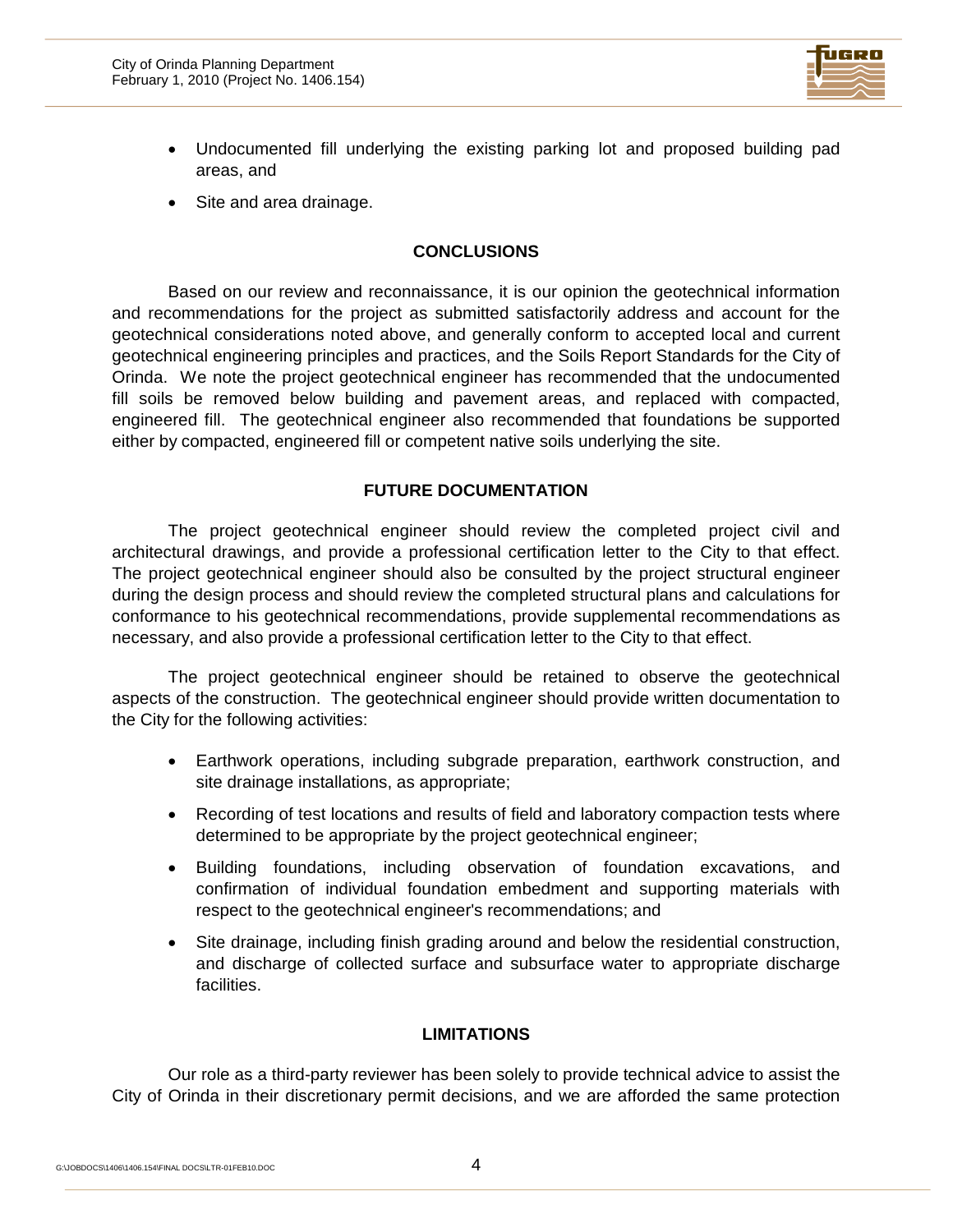- Undocumented fill underlying the existing parking lot and proposed building pad areas, and
- Site and area drainage.

## CONCLUSIONS

Based on our review and reconnaissance, it is our opinion the geotechnical information and recommendations for the project as submitted satisfactorily address and account for the geotechnical considerations noted above, and generally conform to accepted local and current geotechnical engineering principles and practices, and the Soils Report Standards for the City of Orinda. We note the project geotechnical engineer has recommended that the undocumented fill soils be removed below building and pavement areas, and replaced with compacted, engineered fill. The geotechnical engineer also recommended that foundations be supported either by compacted, engineered fill or competent native soils underlying the site.

## FUTURE DOCUMENTATION

The project geotechnical engineer should review the completed project civil and architectural drawings, and provide a professional certification letter to the City to that effect. The project geotechnical engineer should also be consulted by the project structural engineer during the design process and should review the completed structural plans and calculations for conformance to his geotechnical recommendations, provide supplemental recommendations as necessary, and also provide a professional certification letter to the City to that effect.

The project geotechnical engineer should be retained to observe the geotechnical aspects of the construction. The geotechnical engineer should provide written documentation to the City for the following activities:

- Earthwork operations, including subgrade preparation, earthwork construction, and site drainage installations, as appropriate;
- Recording of test locations and results of field and laboratory compaction tests where determined to be appropriate by the project geotechnical engineer;
- Building foundations, including observation of foundation excavations, and confirmation of individual foundation embedment and supporting materials with respect to the geotechnical engineer's recommendations; and
- Site drainage, including finish grading around and below the residential construction, and discharge of collected surface and subsurface water to appropriate discharge facilities.

## LIMITATIONS

Our role as a third-party reviewer has been solely to provide technical advice to assist the City of Orinda in their discretionary permit decisions, and we are afforded the same protection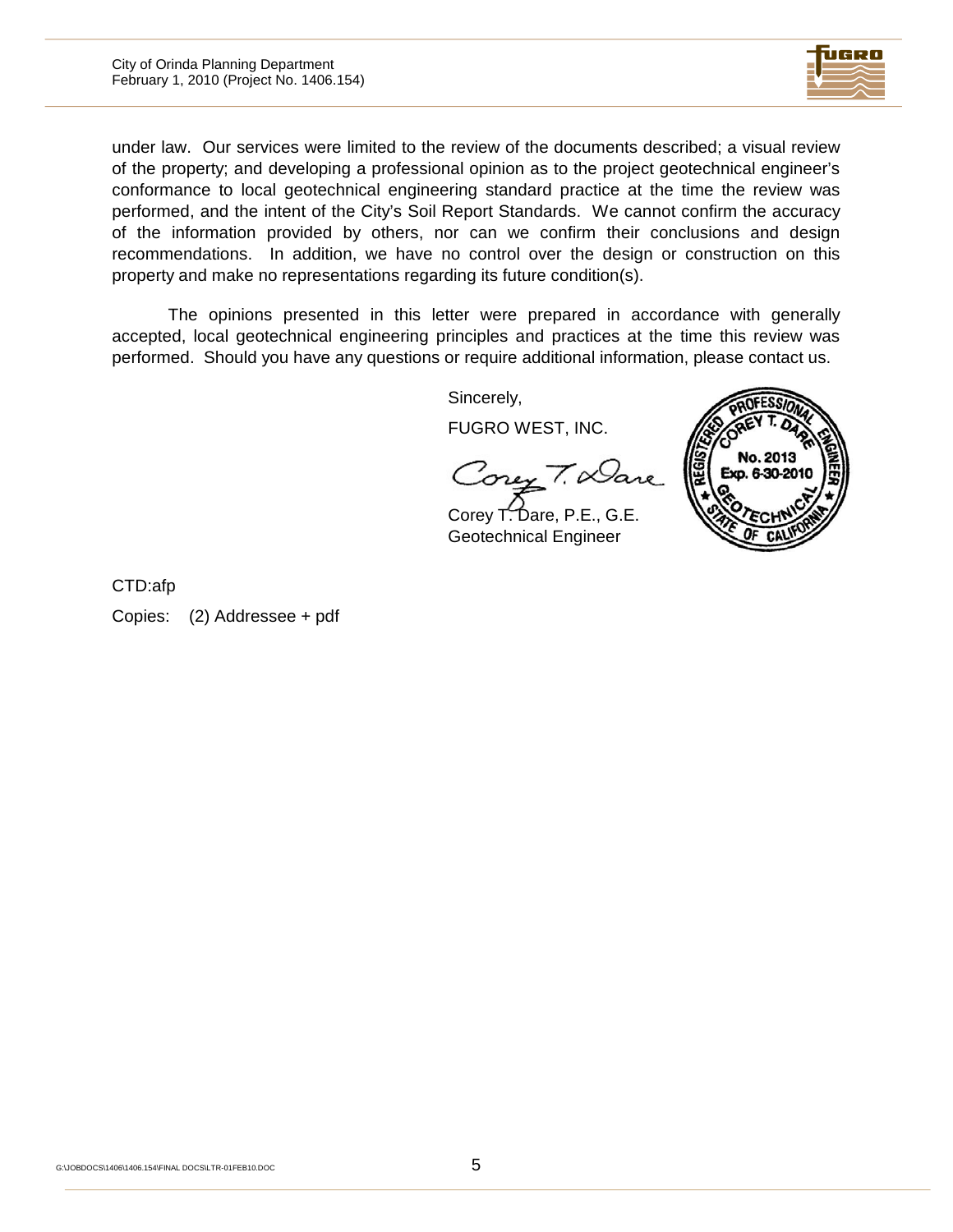under law. Our services were limited to the review of the documents described; a visual review of the property; and developing a professional opinion as to the project geotechnical engineer's conformance to local geotechnical engineering standard practice at the time the review was performed, and the intent of the City's Soil Report Standards. We cannot confirm the accuracy of the information provided by others, nor can we confirm their conclusions and design recommendations. In addition, we have no control over the design or construction on this property and make no representations regarding its future condition(s).

The opinions presented in this letter were prepared in accordance with generally accepted, local geotechnical engineering principles and practices at the time this review was performed. Should you have any questions or require additional information, please contact us.

Sincerely,

FUGRO WEST, INC.

Corey T. Dare, P.E., G.E.
Geotechnical Engineer

REGISTERED PROFESSIONAL ENGINEER
COREY T. DARE
No. 2013
Exp. 6-30-2010
GEOTECHNICAL
STATE OF CALIFORNIA

CTD:afp

Copies: (2) Addressee + pdf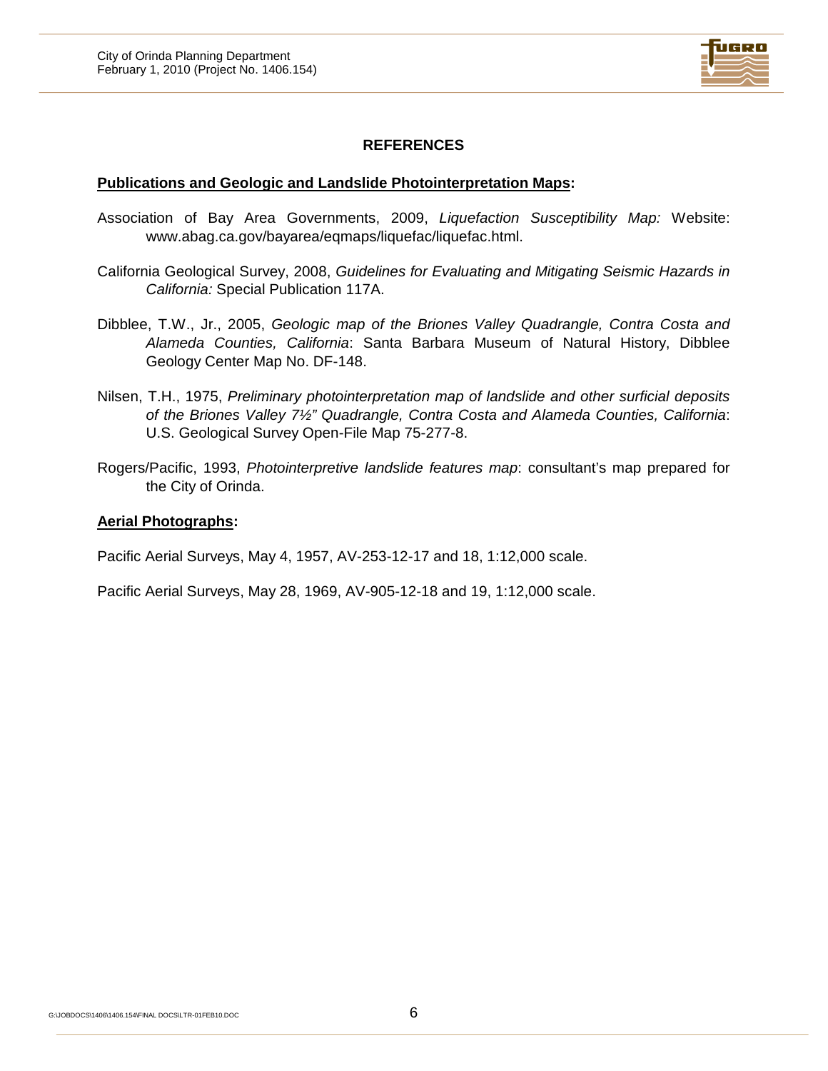## REFERENCES

**<u>Publications and Geologic and Landslide Photointerpretation Maps</u>:**

Association of Bay Area Governments, 2009, *Liquefaction Susceptibility Map:* Website: www.abag.ca.gov/bayarea/eqmaps/liquefac/liquefac.html.

California Geological Survey, 2008, *Guidelines for Evaluating and Mitigating Seismic Hazards in California:* Special Publication 117A.

Dibblee, T.W., Jr., 2005, *Geologic map of the Briones Valley Quadrangle, Contra Costa and Alameda Counties, California*: Santa Barbara Museum of Natural History, Dibblee Geology Center Map No. DF-148.

Nilsen, T.H., 1975, *Preliminary photointerpretation map of landslide and other surficial deposits of the Briones Valley 7½" Quadrangle, Contra Costa and Alameda Counties, California*: U.S. Geological Survey Open-File Map 75-277-8.

Rogers/Pacific, 1993, *Photointerpretive landslide features map*: consultant's map prepared for the City of Orinda.

**<u>Aerial Photographs</u>:**

Pacific Aerial Surveys, May 4, 1957, AV-253-12-17 and 18, 1:12,000 scale.

Pacific Aerial Surveys, May 28, 1969, AV-905-12-18 and 19, 1:12,000 scale.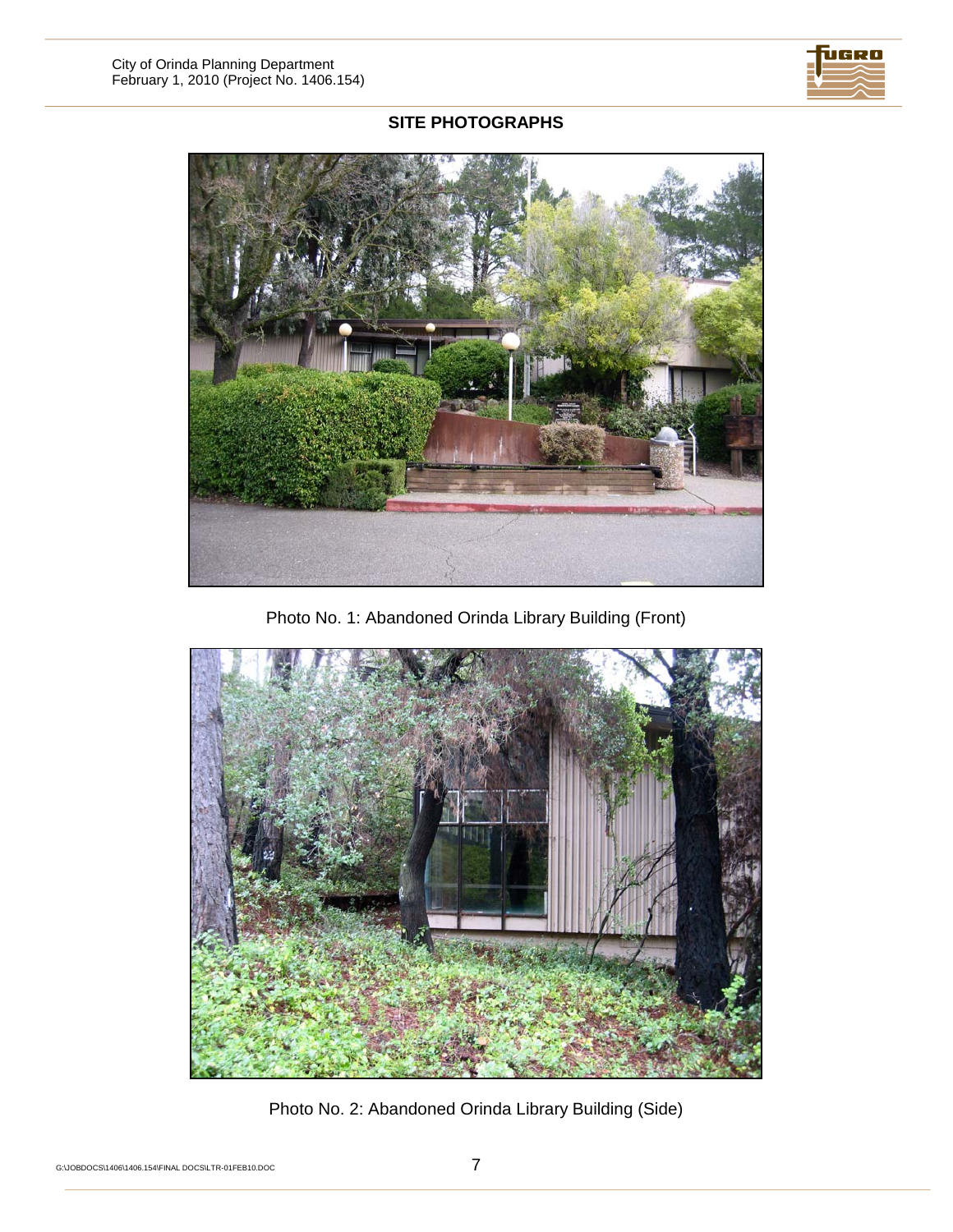## SITE PHOTOGRAPHS

Photo No. 1: Abandoned Orinda Library Building (Front)

Photo No. 2: Abandoned Orinda Library Building (Side)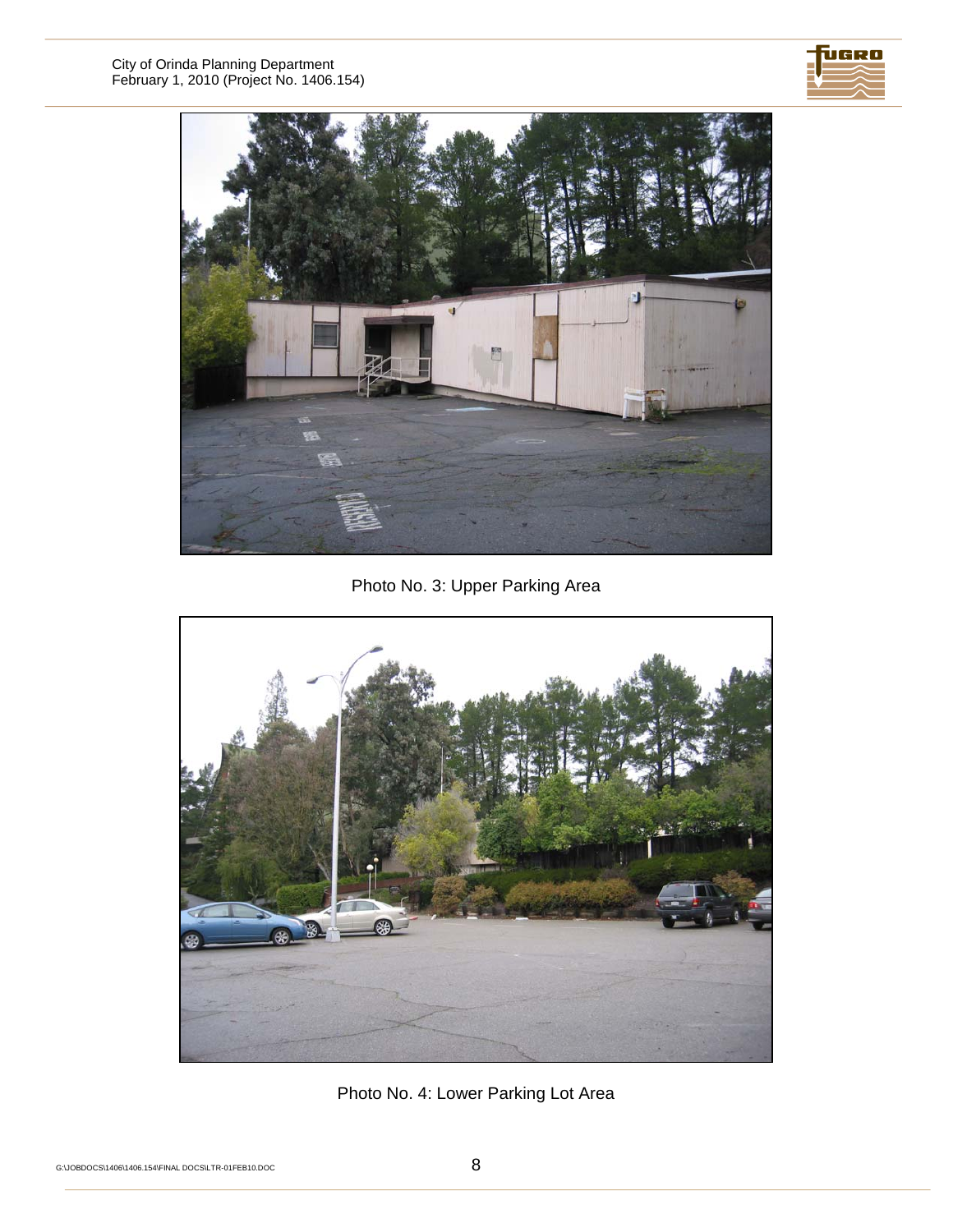Photo No. 3: Upper Parking Area

Photo No. 4: Lower Parking Lot Area